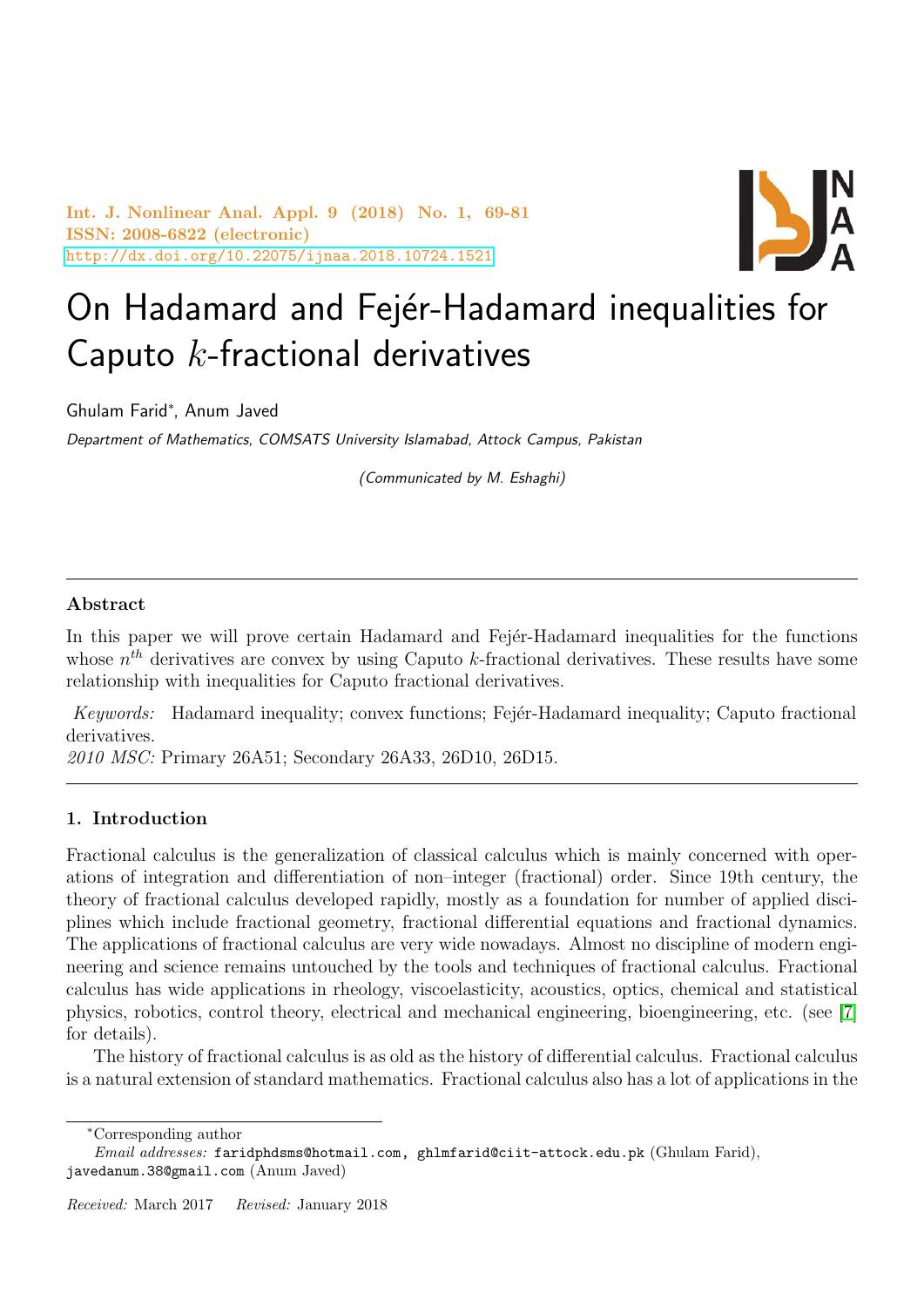Int. J. Nonlinear Anal. Appl. 9 (2018) No. 1, 69-81
ISSN: 2008-6822 (electronic)
http://dx.doi.org/10.22075/ijnaa.2018.10724.1521

# On Hadamard and Fejér-Hadamard inequalities for Caputo $k$-fractional derivatives

Ghulam Farid*, Anum Javed

*Department of Mathematics, COMSATS University Islamabad, Attock Campus, Pakistan*

*(Communicated by M. Eshaghi)*

---

### Abstract

In this paper we will prove certain Hadamard and Fejér-Hadamard inequalities for the functions whose $n^{th}$ derivatives are convex by using Caputo $k$-fractional derivatives. These results have some relationship with inequalities for Caputo fractional derivatives.

*Keywords:* Hadamard inequality; convex functions; Fejér-Hadamard inequality; Caputo fractional derivatives.

*2010 MSC:* Primary 26A51; Secondary 26A33, 26D10, 26D15.

---

## 1. Introduction

Fractional calculus is the generalization of classical calculus which is mainly concerned with operations of integration and differentiation of non–integer (fractional) order. Since 19th century, the theory of fractional calculus developed rapidly, mostly as a foundation for number of applied disciplines which include fractional geometry, fractional differential equations and fractional dynamics. The applications of fractional calculus are very wide nowadays. Almost no discipline of modern engineering and science remains untouched by the tools and techniques of fractional calculus. Fractional calculus has wide applications in rheology, viscoelasticity, acoustics, optics, chemical and statistical physics, robotics, control theory, electrical and mechanical engineering, bioengineering, etc. (see [7] for details).

The history of fractional calculus is as old as the history of differential calculus. Fractional calculus is a natural extension of standard mathematics. Fractional calculus also has a lot of applications in the

---

*Corresponding author

*Email addresses:* faridphdsms@hotmail.com, ghlmfarid@ciit-attock.edu.pk (Ghulam Farid), javedanum.38@gmail.com (Anum Javed)

*Received:* March 2017 *Revised:* January 2018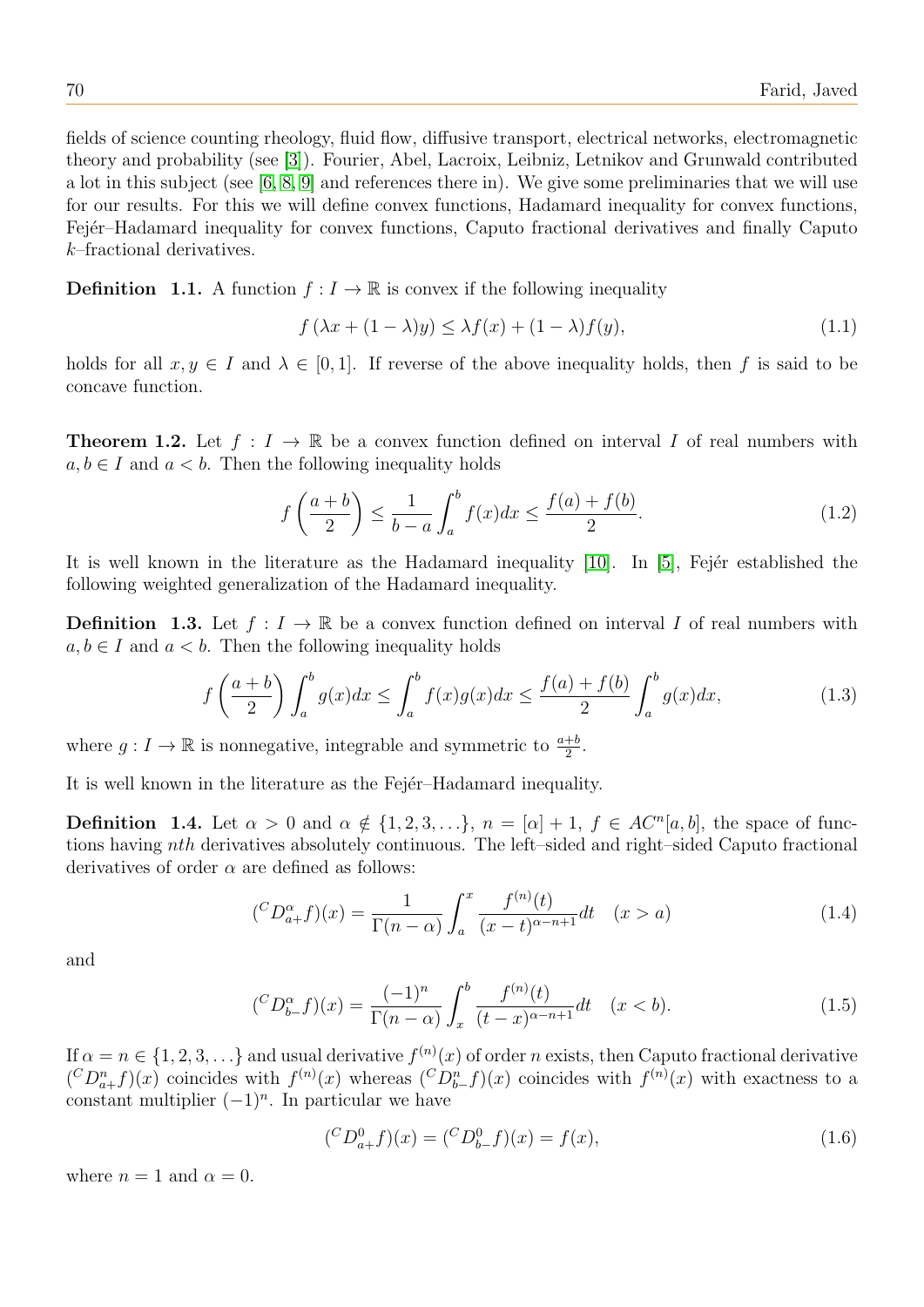fields of science counting rheology, fluid flow, diffusive transport, electrical networks, electromagnetic theory and probability (see [3]). Fourier, Abel, Lacroix, Leibniz, Letnikov and Grunwald contributed a lot in this subject (see [6, 8, 9] and references there in). We give some preliminaries that we will use for our results. For this we will define convex functions, Hadamard inequality for convex functions, Fejér–Hadamard inequality for convex functions, Caputo fractional derivatives and finally Caputo $k$–fractional derivatives.

**Definition 1.1.** A function $f : I \to \mathbb{R}$ is convex if the following inequality

$$f(\lambda x + (1-\lambda)y) \leq \lambda f(x) + (1-\lambda) f(y), \tag{1.1}$$

holds for all $x, y \in I$ and $\lambda \in [0, 1]$. If reverse of the above inequality holds, then $f$ is said to be concave function.

**Theorem 1.2.** Let $f : I \to \mathbb{R}$ be a convex function defined on interval $I$ of real numbers with $a, b \in I$ and $a < b$. Then the following inequality holds

$$f\left(\frac{a+b}{2}\right) \leq \frac{1}{b-a}\int_a^b f(x)dx \leq \frac{f(a)+f(b)}{2}. \tag{1.2}$$

It is well known in the literature as the Hadamard inequality [10]. In [5], Fejér established the following weighted generalization of the Hadamard inequality.

**Definition 1.3.** Let $f : I \to \mathbb{R}$ be a convex function defined on interval $I$ of real numbers with $a, b \in I$ and $a < b$. Then the following inequality holds

$$f\left(\frac{a+b}{2}\right)\int_a^b g(x)dx \leq \int_a^b f(x)g(x)dx \leq \frac{f(a)+f(b)}{2}\int_a^b g(x)dx, \tag{1.3}$$

where $g : I \to \mathbb{R}$ is nonnegative, integrable and symmetric to $\frac{a+b}{2}$.

It is well known in the literature as the Fejér–Hadamard inequality.

**Definition 1.4.** Let $\alpha > 0$ and $\alpha \notin \{1, 2, 3, \ldots\}$, $n = [\alpha] + 1$, $f \in AC^n[a, b]$, the space of functions having $n$th derivatives absolutely continuous. The left–sided and right–sided Caputo fractional derivatives of order $\alpha$ are defined as follows:

$$({}^C D_{a+}^{\alpha} f)(x) = \frac{1}{\Gamma(n-\alpha)}\int_a^x \frac{f^{(n)}(t)}{(x-t)^{\alpha-n+1}}dt \quad (x > a) \tag{1.4}$$

and

$$({}^C D_{b-}^{\alpha} f)(x) = \frac{(-1)^n}{\Gamma(n-\alpha)}\int_x^b \frac{f^{(n)}(t)}{(t-x)^{\alpha-n+1}}dt \quad (x < b). \tag{1.5}$$

If $\alpha = n \in \{1, 2, 3, \ldots\}$ and usual derivative $f^{(n)}(x)$ of order $n$ exists, then Caputo fractional derivative $({}^C D_{a+}^{n} f)(x)$ coincides with $f^{(n)}(x)$ whereas $({}^C D_{b-}^{n} f)(x)$ coincides with $f^{(n)}(x)$ with exactness to a constant multiplier $(-1)^n$. In particular we have

$$({}^C D_{a+}^{0} f)(x) = ({}^C D_{b-}^{0} f)(x) = f(x), \tag{1.6}$$

where $n = 1$ and $\alpha = 0$.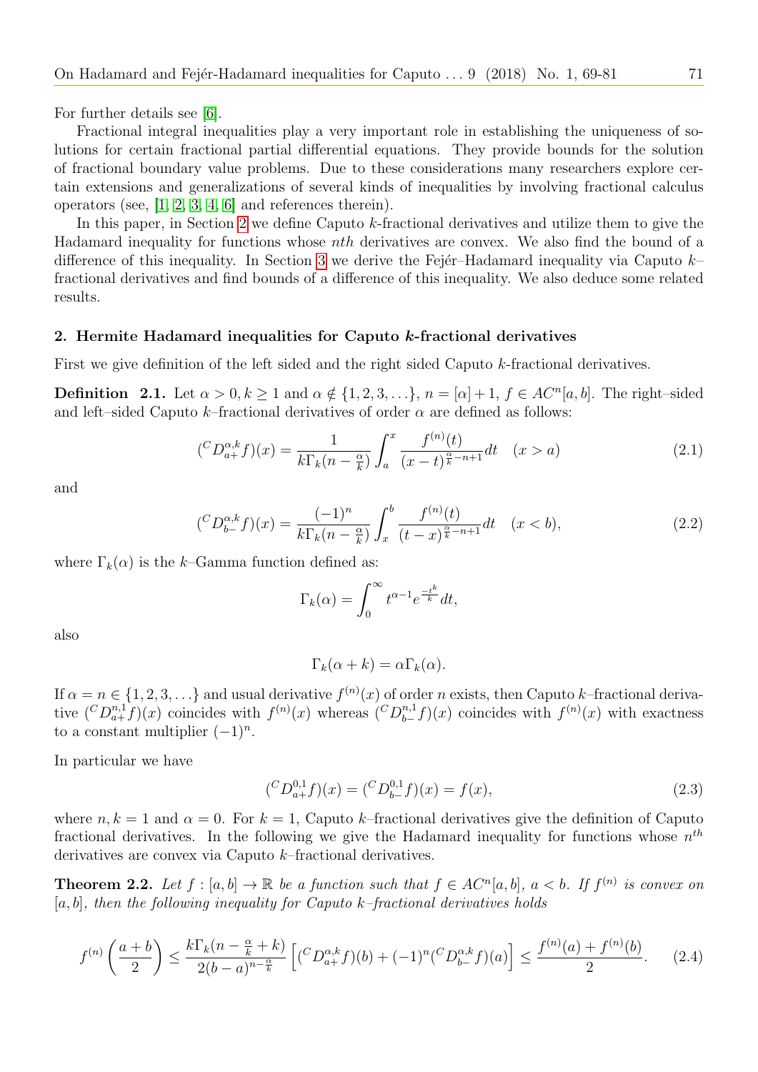For further details see [6].

Fractional integral inequalities play a very important role in establishing the uniqueness of solutions for certain fractional partial differential equations. They provide bounds for the solution of fractional boundary value problems. Due to these considerations many researchers explore certain extensions and generalizations of several kinds of inequalities by involving fractional calculus operators (see, [1, 2, 3, 4, 6] and references therein).

In this paper, in Section 2 we define Caputo $k$-fractional derivatives and utilize them to give the Hadamard inequality for functions whose $nth$ derivatives are convex. We also find the bound of a difference of this inequality. In Section 3 we derive the Fejér–Hadamard inequality via Caputo $k$–fractional derivatives and find bounds of a difference of this inequality. We also deduce some related results.

## 2. Hermite Hadamard inequalities for Caputo k-fractional derivatives

First we give definition of the left sided and the right sided Caputo $k$-fractional derivatives.

**Definition 2.1.** Let $\alpha > 0, k \geq 1$ and $\alpha \notin \{1, 2, 3, \ldots\}$, $n = [\alpha] + 1$, $f \in AC^n[a, b]$. The right–sided and left–sided Caputo $k$–fractional derivatives of order $\alpha$ are defined as follows:

$$({}^C D_{a+}^{\alpha,k} f)(x) = \frac{1}{k\Gamma_k(n - \frac{\alpha}{k})} \int_a^x \frac{f^{(n)}(t)}{(x-t)^{\frac{\alpha}{k}-n+1}} dt \quad (x > a) \tag{2.1}$$

and

$$({}^C D_{b-}^{\alpha,k} f)(x) = \frac{(-1)^n}{k\Gamma_k(n - \frac{\alpha}{k})} \int_x^b \frac{f^{(n)}(t)}{(t-x)^{\frac{\alpha}{k}-n+1}} dt \quad (x < b), \tag{2.2}$$

where $\Gamma_k(\alpha)$ is the $k$–Gamma function defined as:

$$\Gamma_k(\alpha) = \int_0^\infty t^{\alpha-1} e^{\frac{-t^k}{k}} dt,$$

also

$$\Gamma_k(\alpha + k) = \alpha \Gamma_k(\alpha).$$

If $\alpha = n \in \{1, 2, 3, \ldots\}$ and usual derivative $f^{(n)}(x)$ of order $n$ exists, then Caputo $k$–fractional derivative $({}^C D_{a+}^{n,1} f)(x)$ coincides with $f^{(n)}(x)$ whereas $({}^C D_{b-}^{n,1} f)(x)$ coincides with $f^{(n)}(x)$ with exactness to a constant multiplier $(-1)^n$.

In particular we have

$$({}^C D_{a+}^{0,1} f)(x) = ({}^C D_{b-}^{0,1} f)(x) = f(x), \tag{2.3}$$

where $n, k = 1$ and $\alpha = 0$. For $k = 1$, Caputo $k$–fractional derivatives give the definition of Caputo fractional derivatives. In the following we give the Hadamard inequality for functions whose $n^{th}$ derivatives are convex via Caputo $k$–fractional derivatives.

**Theorem 2.2.** *Let $f : [a, b] \to \mathbb{R}$ be a function such that $f \in AC^n[a, b]$, $a < b$. If $f^{(n)}$ is convex on $[a, b]$, then the following inequality for Caputo $k$–fractional derivatives holds*

$$f^{(n)}\left(\frac{a+b}{2}\right) \leq \frac{k\Gamma_k(n - \frac{\alpha}{k} + k)}{2(b-a)^{n-\frac{\alpha}{k}}} \left[({}^C D_{a+}^{\alpha,k} f)(b) + (-1)^n ({}^C D_{b-}^{\alpha,k} f)(a)\right] \leq \frac{f^{(n)}(a) + f^{(n)}(b)}{2}. \tag{2.4}$$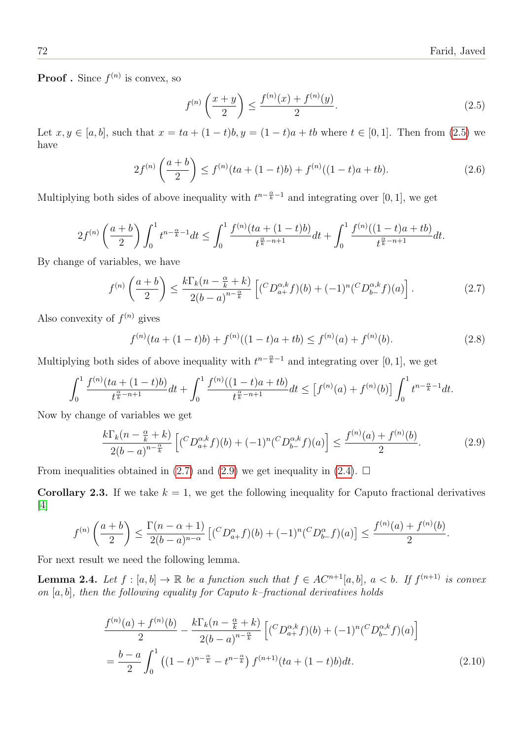**Proof .** Since $f^{(n)}$ is convex, so

$$f^{(n)}\left(\frac{x+y}{2}\right) \leq \frac{f^{(n)}(x)+f^{(n)}(y)}{2}. \tag{2.5}$$

Let $x, y \in [a,b]$, such that $x = ta+(1-t)b, y = (1-t)a+tb$ where $t \in [0,1]$. Then from (2.5) we have

$$2f^{(n)}\left(\frac{a+b}{2}\right) \leq f^{(n)}(ta+(1-t)b) + f^{(n)}((1-t)a+tb). \tag{2.6}$$

Multiplying both sides of above inequality with $t^{n-\frac{\alpha}{k}-1}$ and integrating over $[0,1]$, we get

$$2f^{(n)}\left(\frac{a+b}{2}\right)\int_0^1 t^{n-\frac{\alpha}{k}-1}dt \leq \int_0^1 \frac{f^{(n)}(ta+(1-t)b)}{t^{\frac{\alpha}{k}-n+1}}dt + \int_0^1 \frac{f^{(n)}((1-t)a+tb)}{t^{\frac{\alpha}{k}-n+1}}dt.$$

By change of variables, we have

$$f^{(n)}\left(\frac{a+b}{2}\right) \leq \frac{k\Gamma_k(n-\frac{\alpha}{k}+k)}{2(b-a)^{n-\frac{\alpha}{k}}}\left[({}^C D^{\alpha,k}_{a+}f)(b) + (-1)^n({}^C D^{\alpha,k}_{b-}f)(a)\right]. \tag{2.7}$$

Also convexity of $f^{(n)}$ gives

$$f^{(n)}(ta+(1-t)b) + f^{(n)}((1-t)a+tb) \leq f^{(n)}(a) + f^{(n)}(b). \tag{2.8}$$

Multiplying both sides of above inequality with $t^{n-\frac{\alpha}{k}-1}$ and integrating over $[0,1]$, we get

$$\int_0^1 \frac{f^{(n)}(ta+(1-t)b)}{t^{\frac{\alpha}{k}-n+1}}dt + \int_0^1 \frac{f^{(n)}((1-t)a+tb)}{t^{\frac{\alpha}{k}-n+1}}dt \leq \left[f^{(n)}(a)+f^{(n)}(b)\right]\int_0^1 t^{n-\frac{\alpha}{k}-1}dt.$$

Now by change of variables we get

$$\frac{k\Gamma_k(n-\frac{\alpha}{k}+k)}{2(b-a)^{n-\frac{\alpha}{k}}}\left[({}^C D^{\alpha,k}_{a+}f)(b) + (-1)^n({}^C D^{\alpha,k}_{b-}f)(a)\right] \leq \frac{f^{(n)}(a)+f^{(n)}(b)}{2}. \tag{2.9}$$

From inequalities obtained in (2.7) and (2.9) we get inequality in (2.4). □

**Corollary 2.3.** If we take $k = 1$, we get the following inequality for Caputo fractional derivatives [4]

$$f^{(n)}\left(\frac{a+b}{2}\right) \leq \frac{\Gamma(n-\alpha+1)}{2(b-a)^{n-\alpha}}\left[({}^C D^{\alpha}_{a+}f)(b) + (-1)^n({}^C D^{\alpha}_{b-}f)(a)\right] \leq \frac{f^{(n)}(a)+f^{(n)}(b)}{2}.$$

For next result we need the following lemma.

**Lemma 2.4.** *Let $f : [a,b] \to \mathbb{R}$ be a function such that $f \in AC^{n+1}[a,b]$, $a < b$. If $f^{(n+1)}$ is convex on $[a,b]$, then the following equality for Caputo k-fractional derivatives holds*

$$\begin{aligned}
&\frac{f^{(n)}(a)+f^{(n)}(b)}{2} - \frac{k\Gamma_k(n-\frac{\alpha}{k}+k)}{2(b-a)^{n-\frac{\alpha}{k}}}\left[({}^C D^{\alpha,k}_{a+}f)(b) + (-1)^n({}^C D^{\alpha,k}_{b-}f)(a)\right] \\
&= \frac{b-a}{2}\int_0^1 \left((1-t)^{n-\frac{\alpha}{k}} - t^{n-\frac{\alpha}{k}}\right) f^{(n+1)}(ta+(1-t)b)dt.
\end{aligned} \tag{2.10}$$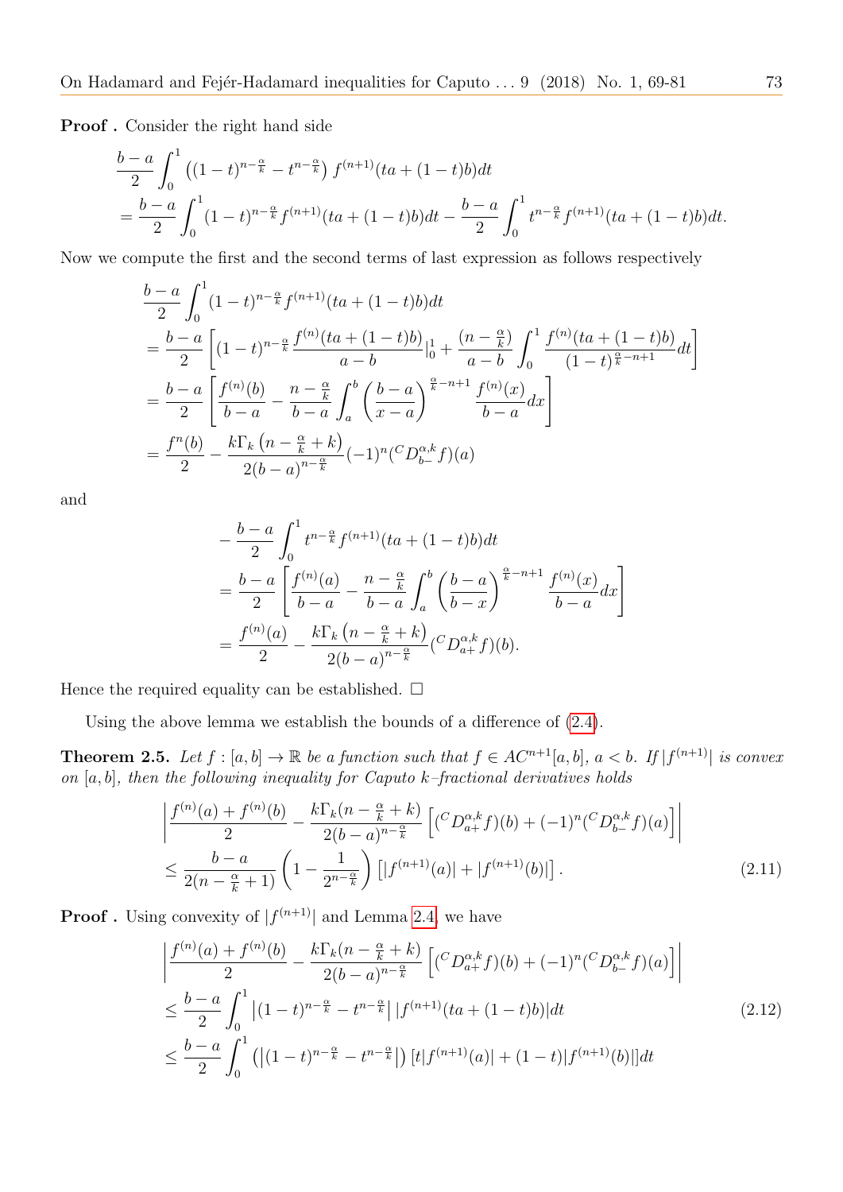**Proof .** Consider the right hand side

$$
\begin{aligned}
&\frac{b-a}{2}\int_0^1 \left((1-t)^{n-\frac{\alpha}{k}} - t^{n-\frac{\alpha}{k}}\right) f^{(n+1)}(ta+(1-t)b)dt \\
&= \frac{b-a}{2}\int_0^1 (1-t)^{n-\frac{\alpha}{k}} f^{(n+1)}(ta+(1-t)b)dt - \frac{b-a}{2}\int_0^1 t^{n-\frac{\alpha}{k}} f^{(n+1)}(ta+(1-t)b)dt.
\end{aligned}
$$

Now we compute the first and the second terms of last expression as follows respectively

$$
\begin{aligned}
&\frac{b-a}{2}\int_0^1 (1-t)^{n-\frac{\alpha}{k}} f^{(n+1)}(ta+(1-t)b)dt \\
&= \frac{b-a}{2}\left[(1-t)^{n-\frac{\alpha}{k}} \frac{f^{(n)}(ta+(1-t)b)}{a-b}\Big|_0^1 + \frac{(n-\frac{\alpha}{k})}{a-b}\int_0^1 \frac{f^{(n)}(ta+(1-t)b)}{(1-t)^{\frac{\alpha}{k}-n+1}}dt\right] \\
&= \frac{b-a}{2}\left[\frac{f^{(n)}(b)}{b-a} - \frac{n-\frac{\alpha}{k}}{b-a}\int_a^b \left(\frac{b-a}{x-a}\right)^{\frac{\alpha}{k}-n+1} \frac{f^{(n)}(x)}{b-a}dx\right] \\
&= \frac{f^{n}(b)}{2} - \frac{k\Gamma_k\left(n-\frac{\alpha}{k}+k\right)}{2(b-a)^{n-\frac{\alpha}{k}}}(-1)^n({}^C D_{b-}^{\alpha,k} f)(a)
\end{aligned}
$$

and

$$
\begin{aligned}
&-\frac{b-a}{2}\int_0^1 t^{n-\frac{\alpha}{k}} f^{(n+1)}(ta+(1-t)b)dt \\
&= \frac{b-a}{2}\left[\frac{f^{(n)}(a)}{b-a} - \frac{n-\frac{\alpha}{k}}{b-a}\int_a^b \left(\frac{b-a}{b-x}\right)^{\frac{\alpha}{k}-n+1} \frac{f^{(n)}(x)}{b-a}dx\right] \\
&= \frac{f^{(n)}(a)}{2} - \frac{k\Gamma_k\left(n-\frac{\alpha}{k}+k\right)}{2(b-a)^{n-\frac{\alpha}{k}}}({}^C D_{a+}^{\alpha,k} f)(b).
\end{aligned}
$$

Hence the required equality can be established. □

Using the above lemma we establish the bounds of a difference of (2.4).

**Theorem 2.5.** *Let $f:[a,b]\to\mathbb{R}$ be a function such that $f\in AC^{n+1}[a,b]$, $a<b$. If $|f^{(n+1)}|$ is convex on $[a,b]$, then the following inequality for Caputo $k$–fractional derivatives holds*

$$
\begin{aligned}
&\left|\frac{f^{(n)}(a)+f^{(n)}(b)}{2} - \frac{k\Gamma_k(n-\frac{\alpha}{k}+k)}{2(b-a)^{n-\frac{\alpha}{k}}}\left[({}^C D_{a+}^{\alpha,k} f)(b) + (-1)^n({}^C D_{b-}^{\alpha,k} f)(a)\right]\right| \\
&\leq \frac{b-a}{2(n-\frac{\alpha}{k}+1)}\left(1-\frac{1}{2^{n-\frac{\alpha}{k}}}\right)\left[|f^{(n+1)}(a)|+|f^{(n+1)}(b)|\right]. \qquad (2.11)
\end{aligned}
$$

**Proof .** Using convexity of $|f^{(n+1)}|$ and Lemma 2.4, we have

$$
\begin{aligned}
&\left|\frac{f^{(n)}(a)+f^{(n)}(b)}{2} - \frac{k\Gamma_k(n-\frac{\alpha}{k}+k)}{2(b-a)^{n-\frac{\alpha}{k}}}\left[({}^C D_{a+}^{\alpha,k} f)(b) + (-1)^n({}^C D_{b-}^{\alpha,k} f)(a)\right]\right| \\
&\leq \frac{b-a}{2}\int_0^1 \left|(1-t)^{n-\frac{\alpha}{k}} - t^{n-\frac{\alpha}{k}}\right| |f^{(n+1)}(ta+(1-t)b)|dt \qquad (2.12) \\
&\leq \frac{b-a}{2}\int_0^1 \left(\left|(1-t)^{n-\frac{\alpha}{k}} - t^{n-\frac{\alpha}{k}}\right|\right)\left[t|f^{(n+1)}(a)|+(1-t)|f^{(n+1)}(b)|\right]dt
\end{aligned}
$$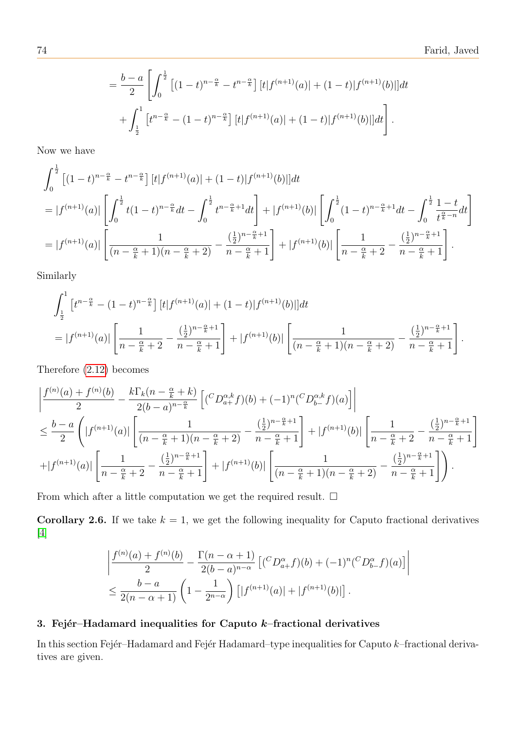$$
= \frac{b-a}{2}\left[\int_0^{\frac{1}{2}}\left[(1-t)^{n-\frac{\alpha}{k}} - t^{n-\frac{\alpha}{k}}\right][t|f^{(n+1)}(a)| + (1-t)|f^{(n+1)}(b)|]dt \right.
$$

$$
\left. + \int_{\frac{1}{2}}^{1}\left[t^{n-\frac{\alpha}{k}} - (1-t)^{n-\frac{\alpha}{k}}\right][t|f^{(n+1)}(a)| + (1-t)|f^{(n+1)}(b)|]dt\right].
$$

Now we have

$$
\int_0^{\frac{1}{2}}\left[(1-t)^{n-\frac{\alpha}{k}} - t^{n-\frac{\alpha}{k}}\right][t|f^{(n+1)}(a)| + (1-t)|f^{(n+1)}(b)|]dt
$$

$$
= |f^{(n+1)}(a)|\left[\int_0^{\frac{1}{2}} t(1-t)^{n-\frac{\alpha}{k}}dt - \int_0^{\frac{1}{2}} t^{n-\frac{\alpha}{k}+1}dt\right] + |f^{(n+1)}(b)|\left[\int_0^{\frac{1}{2}}(1-t)^{n-\frac{\alpha}{k}+1}dt - \int_0^{\frac{1}{2}}\frac{1-t}{t^{\frac{\alpha}{k}-n}}dt\right]
$$

$$
= |f^{(n+1)}(a)|\left[\frac{1}{(n-\frac{\alpha}{k}+1)(n-\frac{\alpha}{k}+2)} - \frac{(\frac{1}{2})^{n-\frac{\alpha}{k}+1}}{n-\frac{\alpha}{k}+1}\right] + |f^{(n+1)}(b)|\left[\frac{1}{n-\frac{\alpha}{k}+2} - \frac{(\frac{1}{2})^{n-\frac{\alpha}{k}+1}}{n-\frac{\alpha}{k}+1}\right].
$$

Similarly

$$
\int_{\frac{1}{2}}^{1}\left[t^{n-\frac{\alpha}{k}} - (1-t)^{n-\frac{\alpha}{k}}\right][t|f^{(n+1)}(a)| + (1-t)|f^{(n+1)}(b)|]dt
$$

$$
= |f^{(n+1)}(a)|\left[\frac{1}{n-\frac{\alpha}{k}+2} - \frac{(\frac{1}{2})^{n-\frac{\alpha}{k}+1}}{n-\frac{\alpha}{k}+1}\right] + |f^{(n+1)}(b)|\left[\frac{1}{(n-\frac{\alpha}{k}+1)(n-\frac{\alpha}{k}+2)} - \frac{(\frac{1}{2})^{n-\frac{\alpha}{k}+1}}{n-\frac{\alpha}{k}+1}\right].
$$

Therefore (2.12) becomes

$$
\left|\frac{f^{(n)}(a)+f^{(n)}(b)}{2} - \frac{k\Gamma_k(n-\frac{\alpha}{k}+k)}{2(b-a)^{n-\frac{\alpha}{k}}}\left[({}^C D_{a+}^{\alpha,k}f)(b) + (-1)^n({}^C D_{b-}^{\alpha,k}f)(a)\right]\right|
$$

$$
\leq \frac{b-a}{2}\left(|f^{(n+1)}(a)|\left[\frac{1}{(n-\frac{\alpha}{k}+1)(n-\frac{\alpha}{k}+2)} - \frac{(\frac{1}{2})^{n-\frac{\alpha}{k}+1}}{n-\frac{\alpha}{k}+1}\right] + |f^{(n+1)}(b)|\left[\frac{1}{n-\frac{\alpha}{k}+2} - \frac{(\frac{1}{2})^{n-\frac{\alpha}{k}+1}}{n-\frac{\alpha}{k}+1}\right]\right.
$$

$$
\left. + |f^{(n+1)}(a)|\left[\frac{1}{n-\frac{\alpha}{k}+2} - \frac{(\frac{1}{2})^{n-\frac{\alpha}{k}+1}}{n-\frac{\alpha}{k}+1}\right] + |f^{(n+1)}(b)|\left[\frac{1}{(n-\frac{\alpha}{k}+1)(n-\frac{\alpha}{k}+2)} - \frac{(\frac{1}{2})^{n-\frac{\alpha}{k}+1}}{n-\frac{\alpha}{k}+1}\right]\right).
$$

From which after a little computation we get the required result. □

**Corollary 2.6.** If we take $k = 1$, we get the following inequality for Caputo fractional derivatives [4]

$$
\left|\frac{f^{(n)}(a)+f^{(n)}(b)}{2} - \frac{\Gamma(n-\alpha+1)}{2(b-a)^{n-\alpha}}\left[({}^C D_{a+}^{\alpha}f)(b) + (-1)^n({}^C D_{b-}^{\alpha}f)(a)\right]\right|
$$

$$
\leq \frac{b-a}{2(n-\alpha+1)}\left(1 - \frac{1}{2^{n-\alpha}}\right)\left[|f^{(n+1)}(a)| + |f^{(n+1)}(b)|\right].
$$

## 3. Fejér–Hadamard inequalities for Caputo $k$–fractional derivatives

In this section Fejér–Hadamard and Fejér Hadamard–type inequalities for Caputo $k$–fractional derivatives are given.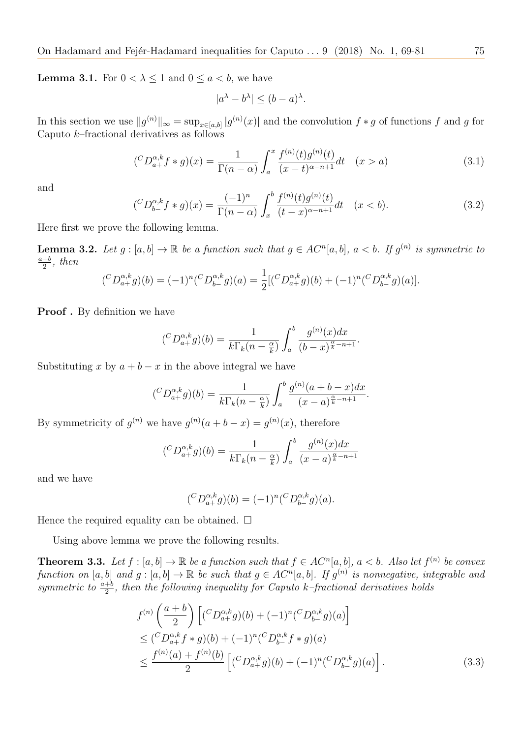**Lemma 3.1.** For $0 < \lambda \le 1$ and $0 \le a < b$, we have

$$|a^\lambda - b^\lambda| \le (b-a)^\lambda.$$

In this section we use $\|g^{(n)}\|_\infty = \sup_{x\in[a,b]} |g^{(n)}(x)|$ and the convolution $f * g$ of functions $f$ and $g$ for Caputo $k$–fractional derivatives as follows

$$({}^C D_{a+}^{\alpha,k} f * g)(x) = \frac{1}{\Gamma(n-\alpha)} \int_a^x \frac{f^{(n)}(t) g^{(n)}(t)}{(x-t)^{\alpha-n+1}} dt \quad (x > a) \tag{3.1}$$

and

$$({}^C D_{b-}^{\alpha,k} f * g)(x) = \frac{(-1)^n}{\Gamma(n-\alpha)} \int_x^b \frac{f^{(n)}(t) g^{(n)}(t)}{(t-x)^{\alpha-n+1}} dt \quad (x < b). \tag{3.2}$$

Here first we prove the following lemma.

**Lemma 3.2.** *Let $g : [a,b] \to \mathbb{R}$ be a function such that $g \in AC^n[a,b]$, $a < b$. If $g^{(n)}$ is symmetric to $\frac{a+b}{2}$, then*

$$({}^C D_{a+}^{\alpha,k} g)(b) = (-1)^n ({}^C D_{b-}^{\alpha,k} g)(a) = \frac{1}{2}[({}^C D_{a+}^{\alpha,k} g)(b) + (-1)^n ({}^C D_{b-}^{\alpha,k} g)(a)].$$

**Proof .** By definition we have

$$({}^C D_{a+}^{\alpha,k} g)(b) = \frac{1}{k\Gamma_k(n-\frac{\alpha}{k})} \int_a^b \frac{g^{(n)}(x)dx}{(b-x)^{\frac{\alpha}{k}-n+1}}.$$

Substituting $x$ by $a+b-x$ in the above integral we have

$$({}^C D_{a+}^{\alpha,k} g)(b) = \frac{1}{k\Gamma_k(n-\frac{\alpha}{k})} \int_a^b \frac{g^{(n)}(a+b-x)dx}{(x-a)^{\frac{\alpha}{k}-n+1}}.$$

By symmetricity of $g^{(n)}$ we have $g^{(n)}(a+b-x) = g^{(n)}(x)$, therefore

$$({}^C D_{a+}^{\alpha,k} g)(b) = \frac{1}{k\Gamma_k(n-\frac{\alpha}{k})} \int_a^b \frac{g^{(n)}(x)dx}{(x-a)^{\frac{\alpha}{k}-n+1}}$$

and we have

$$({}^C D_{a+}^{\alpha,k} g)(b) = (-1)^n ({}^C D_{b-}^{\alpha,k} g)(a).$$

Hence the required equality can be obtained. $\square$

Using above lemma we prove the following results.

**Theorem 3.3.** *Let $f : [a,b] \to \mathbb{R}$ be a function such that $f \in AC^n[a,b]$, $a < b$. Also let $f^{(n)}$ be convex function on $[a,b]$ and $g : [a,b] \to \mathbb{R}$ be such that $g \in AC^n[a,b]$. If $g^{(n)}$ is nonnegative, integrable and symmetric to $\frac{a+b}{2}$, then the following inequality for Caputo $k$–fractional derivatives holds*

$$\begin{aligned}
&f^{(n)}\left(\frac{a+b}{2}\right) \left[({}^C D_{a+}^{\alpha,k} g)(b) + (-1)^n ({}^C D_{b-}^{\alpha,k} g)(a)\right] \\
&\le ({}^C D_{a+}^{\alpha,k} f * g)(b) + (-1)^n ({}^C D_{b-}^{\alpha,k} f * g)(a) \\
&\le \frac{f^{(n)}(a) + f^{(n)}(b)}{2} \left[({}^C D_{a+}^{\alpha,k} g)(b) + (-1)^n ({}^C D_{b-}^{\alpha,k} g)(a)\right].
\end{aligned} \tag{3.3}$$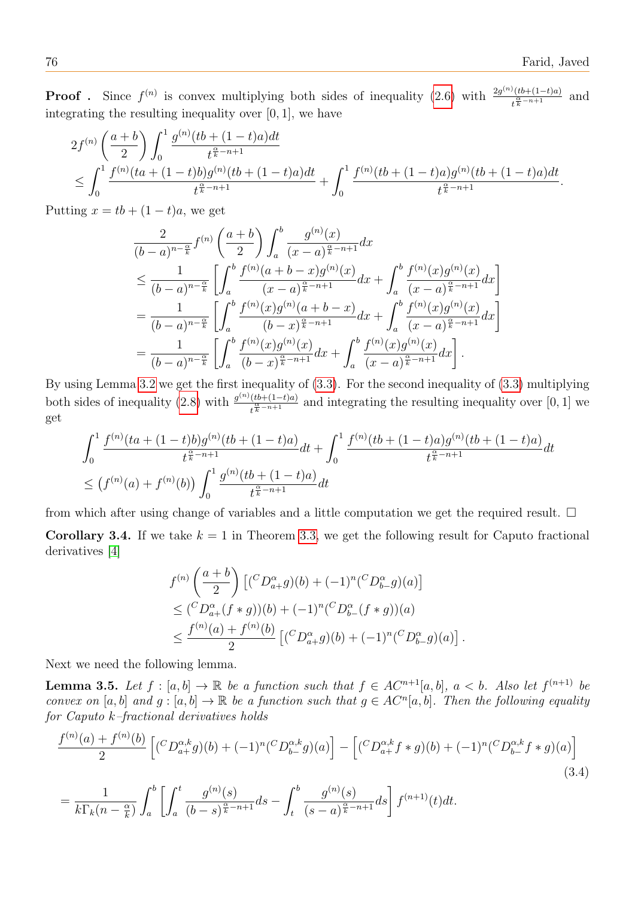**Proof .** Since $f^{(n)}$ is convex multiplying both sides of inequality (2.6) with $\frac{2g^{(n)}(tb+(1-t)a)}{t^{\frac{\alpha}{k}-n+1}}$ and integrating the resulting inequality over $[0,1]$, we have

$$
\begin{aligned}
&2f^{(n)}\left(\frac{a+b}{2}\right)\int_0^1 \frac{g^{(n)}(tb+(1-t)a)dt}{t^{\frac{\alpha}{k}-n+1}} \\
&\leq \int_0^1 \frac{f^{(n)}(ta+(1-t)b)g^{(n)}(tb+(1-t)a)dt}{t^{\frac{\alpha}{k}-n+1}} + \int_0^1 \frac{f^{(n)}(tb+(1-t)a)g^{(n)}(tb+(1-t)a)dt}{t^{\frac{\alpha}{k}-n+1}}.
\end{aligned}
$$

Putting $x = tb + (1-t)a$, we get

$$
\begin{aligned}
&\frac{2}{(b-a)^{n-\frac{\alpha}{k}}} f^{(n)}\left(\frac{a+b}{2}\right)\int_a^b \frac{g^{(n)}(x)}{(x-a)^{\frac{\alpha}{k}-n+1}}dx \\
&\leq \frac{1}{(b-a)^{n-\frac{\alpha}{k}}}\left[\int_a^b \frac{f^{(n)}(a+b-x)g^{(n)}(x)}{(x-a)^{\frac{\alpha}{k}-n+1}}dx + \int_a^b \frac{f^{(n)}(x)g^{(n)}(x)}{(x-a)^{\frac{\alpha}{k}-n+1}}dx\right] \\
&= \frac{1}{(b-a)^{n-\frac{\alpha}{k}}}\left[\int_a^b \frac{f^{(n)}(x)g^{(n)}(a+b-x)}{(b-x)^{\frac{\alpha}{k}-n+1}}dx + \int_a^b \frac{f^{(n)}(x)g^{(n)}(x)}{(x-a)^{\frac{\alpha}{k}-n+1}}dx\right] \\
&= \frac{1}{(b-a)^{n-\frac{\alpha}{k}}}\left[\int_a^b \frac{f^{(n)}(x)g^{(n)}(x)}{(b-x)^{\frac{\alpha}{k}-n+1}}dx + \int_a^b \frac{f^{(n)}(x)g^{(n)}(x)}{(x-a)^{\frac{\alpha}{k}-n+1}}dx\right].
\end{aligned}
$$

By using Lemma 3.2 we get the first inequality of (3.3). For the second inequality of (3.3) multiplying both sides of inequality (2.8) with $\frac{g^{(n)}(tb+(1-t)a)}{t^{\frac{\alpha}{k}-n+1}}$ and integrating the resulting inequality over $[0,1]$ we get

$$
\begin{aligned}
&\int_0^1 \frac{f^{(n)}(ta+(1-t)b)g^{(n)}(tb+(1-t)a)}{t^{\frac{\alpha}{k}-n+1}}dt + \int_0^1 \frac{f^{(n)}(tb+(1-t)a)g^{(n)}(tb+(1-t)a)}{t^{\frac{\alpha}{k}-n+1}}dt \\
&\leq \left(f^{(n)}(a)+f^{(n)}(b)\right)\int_0^1 \frac{g^{(n)}(tb+(1-t)a)}{t^{\frac{\alpha}{k}-n+1}}dt
\end{aligned}
$$

from which after using change of variables and a little computation we get the required result. $\square$

**Corollary 3.4.** If we take $k=1$ in Theorem 3.3, we get the following result for Caputo fractional derivatives [4]

$$
\begin{aligned}
&f^{(n)}\left(\frac{a+b}{2}\right)\left[({}^C D^{\alpha}_{a+}g)(b) + (-1)^n({}^C D^{\alpha}_{b-}g)(a)\right] \\
&\leq ({}^C D^{\alpha}_{a+}(f*g))(b) + (-1)^n({}^C D^{\alpha}_{b-}(f*g))(a) \\
&\leq \frac{f^{(n)}(a)+f^{(n)}(b)}{2}\left[({}^C D^{\alpha}_{a+}g)(b) + (-1)^n({}^C D^{\alpha}_{b-}g)(a)\right].
\end{aligned}
$$

Next we need the following lemma.

**Lemma 3.5.** *Let $f:[a,b]\to\mathbb{R}$ be a function such that $f\in AC^{n+1}[a,b]$, $a<b$. Also let $f^{(n+1)}$ be convex on $[a,b]$ and $g:[a,b]\to\mathbb{R}$ be a function such that $g\in AC^n[a,b]$. Then the following equality for Caputo $k$–fractional derivatives holds*

$$
\begin{aligned}
&\frac{f^{(n)}(a)+f^{(n)}(b)}{2}\left[({}^C D^{\alpha,k}_{a+}g)(b) + (-1)^n({}^C D^{\alpha,k}_{b-}g)(a)\right] - \left[({}^C D^{\alpha,k}_{a+}f*g)(b) + (-1)^n({}^C D^{\alpha,k}_{b-}f*g)(a)\right] \qquad (3.4)\\
&= \frac{1}{k\Gamma_k(n-\frac{\alpha}{k})}\int_a^b \left[\int_a^t \frac{g^{(n)}(s)}{(b-s)^{\frac{\alpha}{k}-n+1}}ds - \int_t^b \frac{g^{(n)}(s)}{(s-a)^{\frac{\alpha}{k}-n+1}}ds\right] f^{(n+1)}(t)dt.
\end{aligned}
$$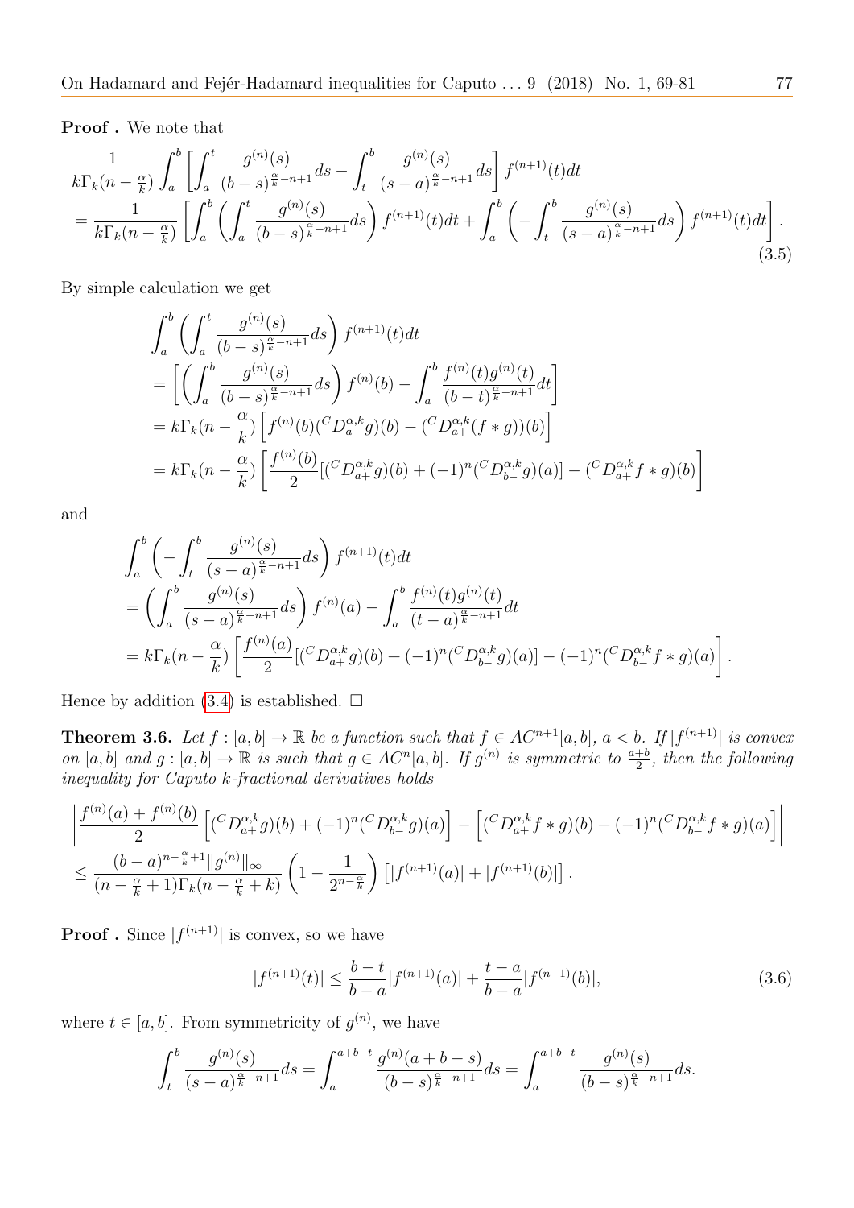**Proof .** We note that

$$\begin{aligned}
&\frac{1}{k\Gamma_k(n-\frac{\alpha}{k})}\int_a^b\left[\int_a^t \frac{g^{(n)}(s)}{(b-s)^{\frac{\alpha}{k}-n+1}}ds - \int_t^b \frac{g^{(n)}(s)}{(s-a)^{\frac{\alpha}{k}-n+1}}ds\right] f^{(n+1)}(t)dt \\
&= \frac{1}{k\Gamma_k(n-\frac{\alpha}{k})}\left[\int_a^b \left(\int_a^t \frac{g^{(n)}(s)}{(b-s)^{\frac{\alpha}{k}-n+1}}ds\right) f^{(n+1)}(t)dt + \int_a^b \left(-\int_t^b \frac{g^{(n)}(s)}{(s-a)^{\frac{\alpha}{k}-n+1}}ds\right) f^{(n+1)}(t)dt\right].
\end{aligned} \tag{3.5}$$

By simple calculation we get

$$\begin{aligned}
&\int_a^b \left(\int_a^t \frac{g^{(n)}(s)}{(b-s)^{\frac{\alpha}{k}-n+1}}ds\right) f^{(n+1)}(t)dt \\
&= \left[\left(\int_a^b \frac{g^{(n)}(s)}{(b-s)^{\frac{\alpha}{k}-n+1}}ds\right) f^{(n)}(b) - \int_a^b \frac{f^{(n)}(t)g^{(n)}(t)}{(b-t)^{\frac{\alpha}{k}-n+1}}dt\right] \\
&= k\Gamma_k(n-\frac{\alpha}{k})\left[f^{(n)}(b)({}^C D_{a+}^{\alpha,k} g)(b) - ({}^C D_{a+}^{\alpha,k}(f*g))(b)\right] \\
&= k\Gamma_k(n-\frac{\alpha}{k})\left[\frac{f^{(n)}(b)}{2}[({}^C D_{a+}^{\alpha,k} g)(b) + (-1)^n({}^C D_{b-}^{\alpha,k} g)(a)] - ({}^C D_{a+}^{\alpha,k} f*g)(b)\right]
\end{aligned}$$

and

$$\begin{aligned}
&\int_a^b \left(-\int_t^b \frac{g^{(n)}(s)}{(s-a)^{\frac{\alpha}{k}-n+1}}ds\right) f^{(n+1)}(t)dt \\
&= \left(\int_a^b \frac{g^{(n)}(s)}{(s-a)^{\frac{\alpha}{k}-n+1}}ds\right) f^{(n)}(a) - \int_a^b \frac{f^{(n)}(t)g^{(n)}(t)}{(t-a)^{\frac{\alpha}{k}-n+1}}dt \\
&= k\Gamma_k(n-\frac{\alpha}{k})\left[\frac{f^{(n)}(a)}{2}[({}^C D_{a+}^{\alpha,k} g)(b) + (-1)^n({}^C D_{b-}^{\alpha,k} g)(a)] - (-1)^n({}^C D_{b-}^{\alpha,k} f*g)(a)\right].
\end{aligned}$$

Hence by addition (3.4) is established. $\square$

**Theorem 3.6.** *Let $f:[a,b]\to\mathbb{R}$ be a function such that $f\in AC^{n+1}[a,b]$, $a<b$. If $|f^{(n+1)}|$ is convex on $[a,b]$ and $g:[a,b]\to\mathbb{R}$ is such that $g\in AC^n[a,b]$. If $g^{(n)}$ is symmetric to $\frac{a+b}{2}$, then the following inequality for Caputo k-fractional derivatives holds*

$$\begin{aligned}
&\left|\frac{f^{(n)}(a)+f^{(n)}(b)}{2}\left[({}^C D_{a+}^{\alpha,k} g)(b) + (-1)^n({}^C D_{b-}^{\alpha,k} g)(a)\right] - \left[({}^C D_{a+}^{\alpha,k} f*g)(b) + (-1)^n({}^C D_{b-}^{\alpha,k} f*g)(a)\right]\right| \\
&\le \frac{(b-a)^{n-\frac{\alpha}{k}+1}\|g^{(n)}\|_\infty}{(n-\frac{\alpha}{k}+1)\Gamma_k(n-\frac{\alpha}{k}+k)}\left(1-\frac{1}{2^{n-\frac{\alpha}{k}}}\right)\left[|f^{(n+1)}(a)|+|f^{(n+1)}(b)|\right].
\end{aligned}$$

**Proof .** Since $|f^{(n+1)}|$ is convex, so we have

$$|f^{(n+1)}(t)| \le \frac{b-t}{b-a}|f^{(n+1)}(a)| + \frac{t-a}{b-a}|f^{(n+1)}(b)|, \tag{3.6}$$

where $t\in[a,b]$. From symmetricity of $g^{(n)}$, we have

$$\int_t^b \frac{g^{(n)}(s)}{(s-a)^{\frac{\alpha}{k}-n+1}}ds = \int_a^{a+b-t} \frac{g^{(n)}(a+b-s)}{(b-s)^{\frac{\alpha}{k}-n+1}}ds = \int_a^{a+b-t} \frac{g^{(n)}(s)}{(b-s)^{\frac{\alpha}{k}-n+1}}ds.$$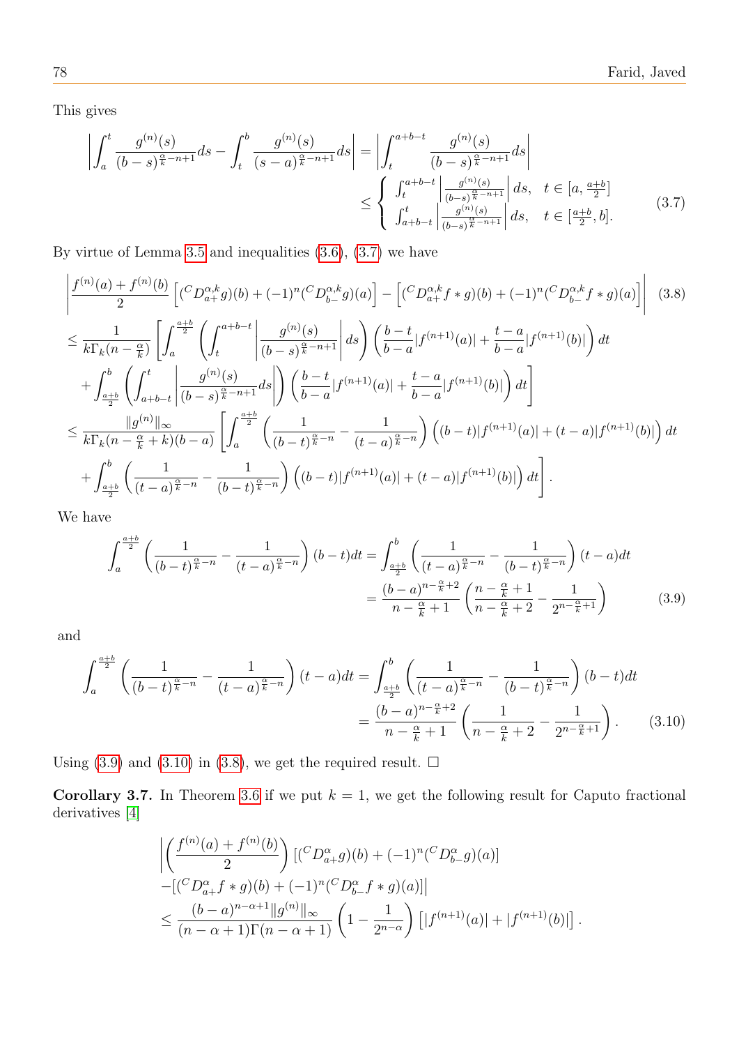This gives

$$\left|\int_a^t \frac{g^{(n)}(s)}{(b-s)^{\frac{\alpha}{k}-n+1}}ds - \int_t^b \frac{g^{(n)}(s)}{(s-a)^{\frac{\alpha}{k}-n+1}}ds\right| = \left|\int_t^{a+b-t} \frac{g^{(n)}(s)}{(b-s)^{\frac{\alpha}{k}-n+1}}ds\right|$$
$$\leq \begin{cases} \int_t^{a+b-t}\left|\frac{g^{(n)}(s)}{(b-s)^{\frac{\alpha}{k}-n+1}}\right|ds, & t\in[a,\frac{a+b}{2}] \\ \int_{a+b-t}^{t}\left|\frac{g^{(n)}(s)}{(b-s)^{\frac{\alpha}{k}-n+1}}\right|ds, & t\in[\frac{a+b}{2},b]. \end{cases} \tag{3.7}$$

By virtue of Lemma 3.5 and inequalities (3.6), (3.7) we have

$$\left|\frac{f^{(n)}(a)+f^{(n)}(b)}{2}\left[({}^CD_{a+}^{\alpha,k}g)(b)+(-1)^n({}^CD_{b-}^{\alpha,k}g)(a)\right]-\left[({}^CD_{a+}^{\alpha,k}f*g)(b)+(-1)^n({}^CD_{b-}^{\alpha,k}f*g)(a)\right]\right| \tag{3.8}$$
$$\leq \frac{1}{k\Gamma_k(n-\frac{\alpha}{k})}\left[\int_a^{\frac{a+b}{2}}\left(\int_t^{a+b-t}\left|\frac{g^{(n)}(s)}{(b-s)^{\frac{\alpha}{k}-n+1}}\right|ds\right)\left(\frac{b-t}{b-a}|f^{(n+1)}(a)|+\frac{t-a}{b-a}|f^{(n+1)}(b)|\right)dt\right.$$
$$\left.+\int_{\frac{a+b}{2}}^b\left(\int_{a+b-t}^t\left|\frac{g^{(n)}(s)}{(b-s)^{\frac{\alpha}{k}-n+1}}ds\right|\right)\left(\frac{b-t}{b-a}|f^{(n+1)}(a)|+\frac{t-a}{b-a}|f^{(n+1)}(b)|\right)dt\right]$$
$$\leq \frac{\|g^{(n)}\|_\infty}{k\Gamma_k(n-\frac{\alpha}{k}+k)(b-a)}\left[\int_a^{\frac{a+b}{2}}\left(\frac{1}{(b-t)^{\frac{\alpha}{k}-n}}-\frac{1}{(t-a)^{\frac{\alpha}{k}-n}}\right)\left((b-t)|f^{(n+1)}(a)|+(t-a)|f^{(n+1)}(b)|\right)dt\right.$$
$$\left.+\int_{\frac{a+b}{2}}^b\left(\frac{1}{(t-a)^{\frac{\alpha}{k}-n}}-\frac{1}{(b-t)^{\frac{\alpha}{k}-n}}\right)\left((b-t)|f^{(n+1)}(a)|+(t-a)|f^{(n+1)}(b)|\right)dt\right].$$

We have

$$\int_a^{\frac{a+b}{2}}\left(\frac{1}{(b-t)^{\frac{\alpha}{k}-n}}-\frac{1}{(t-a)^{\frac{\alpha}{k}-n}}\right)(b-t)dt = \int_{\frac{a+b}{2}}^b\left(\frac{1}{(t-a)^{\frac{\alpha}{k}-n}}-\frac{1}{(b-t)^{\frac{\alpha}{k}-n}}\right)(t-a)dt$$
$$= \frac{(b-a)^{n-\frac{\alpha}{k}+2}}{n-\frac{\alpha}{k}+1}\left(\frac{n-\frac{\alpha}{k}+1}{n-\frac{\alpha}{k}+2}-\frac{1}{2^{n-\frac{\alpha}{k}+1}}\right) \tag{3.9}$$

and

$$\int_a^{\frac{a+b}{2}}\left(\frac{1}{(b-t)^{\frac{\alpha}{k}-n}}-\frac{1}{(t-a)^{\frac{\alpha}{k}-n}}\right)(t-a)dt = \int_{\frac{a+b}{2}}^b\left(\frac{1}{(t-a)^{\frac{\alpha}{k}-n}}-\frac{1}{(b-t)^{\frac{\alpha}{k}-n}}\right)(b-t)dt$$
$$= \frac{(b-a)^{n-\frac{\alpha}{k}+2}}{n-\frac{\alpha}{k}+1}\left(\frac{1}{n-\frac{\alpha}{k}+2}-\frac{1}{2^{n-\frac{\alpha}{k}+1}}\right). \tag{3.10}$$

Using (3.9) and (3.10) in (3.8), we get the required result. $\square$

**Corollary 3.7.** In Theorem 3.6 if we put $k=1$, we get the following result for Caputo fractional derivatives [4]

$$\left|\left(\frac{f^{(n)}(a)+f^{(n)}(b)}{2}\right)\left[({}^CD_{a+}^{\alpha}g)(b)+(-1)^n({}^CD_{b-}^{\alpha}g)(a)\right]\right.$$
$$\left.-\left[({}^CD_{a+}^{\alpha}f*g)(b)+(-1)^n({}^CD_{b-}^{\alpha}f*g)(a)\right]\right|$$
$$\leq \frac{(b-a)^{n-\alpha+1}\|g^{(n)}\|_\infty}{(n-\alpha+1)\Gamma(n-\alpha+1)}\left(1-\frac{1}{2^{n-\alpha}}\right)\left[|f^{(n+1)}(a)|+|f^{(n+1)}(b)|\right].$$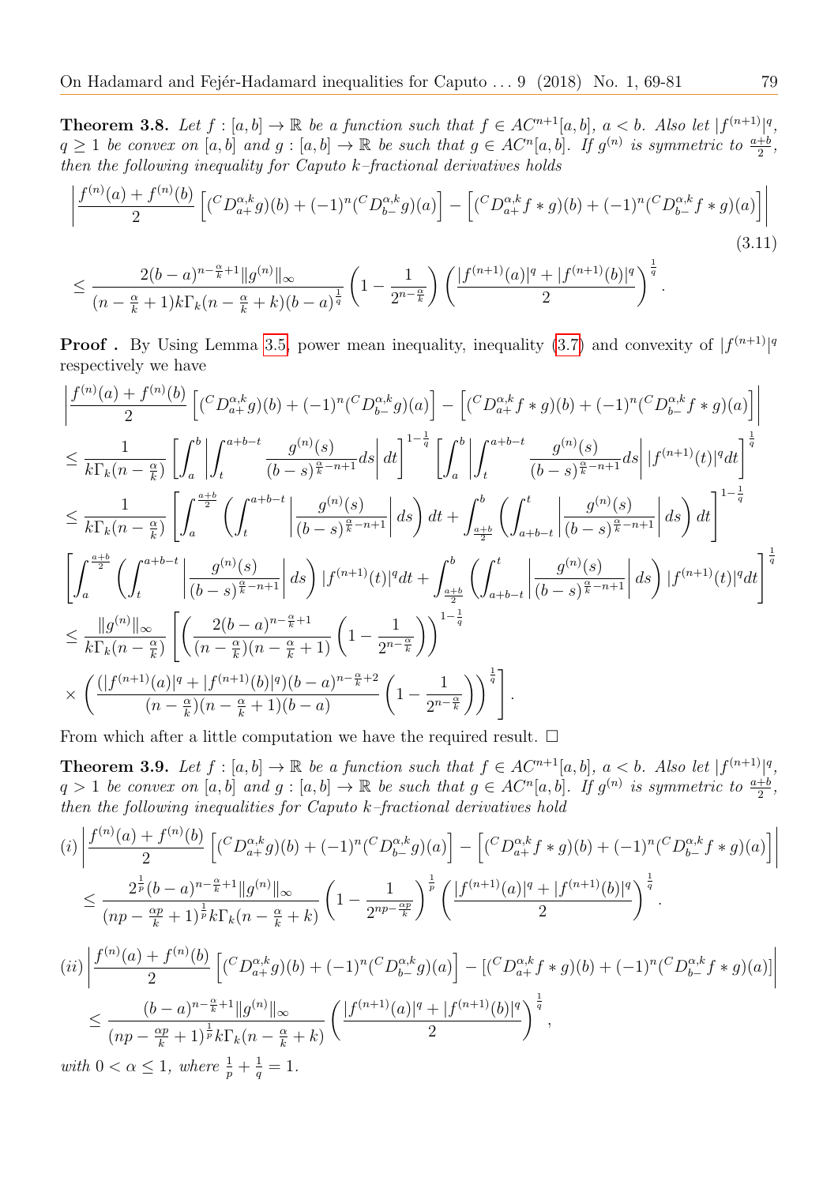**Theorem 3.8.** *Let $f : [a, b] \to \mathbb{R}$ be a function such that $f \in AC^{n+1}[a, b]$, $a < b$. Also let $|f^{(n+1)}|^q$, $q \geq 1$ be convex on $[a, b]$ and $g : [a, b] \to \mathbb{R}$ be such that $g \in AC^n[a, b]$. If $g^{(n)}$ is symmetric to $\frac{a+b}{2}$, then the following inequality for Caputo $k$–fractional derivatives holds*

$$
\left| \frac{f^{(n)}(a) + f^{(n)}(b)}{2} \left[ ({}^C D^{\alpha,k}_{a+} g)(b) + (-1)^n ({}^C D^{\alpha,k}_{b-} g)(a) \right] - \left[ ({}^C D^{\alpha,k}_{a+} f * g)(b) + (-1)^n ({}^C D^{\alpha,k}_{b-} f * g)(a) \right] \right| \tag{3.11}
$$

$$
\leq \frac{2(b-a)^{n-\frac{\alpha}{k}+1} \|g^{(n)}\|_\infty}{(n - \frac{\alpha}{k} + 1) k \Gamma_k (n - \frac{\alpha}{k} + k)(b-a)^{\frac{1}{q}}} \left( 1 - \frac{1}{2^{n-\frac{\alpha}{k}}} \right) \left( \frac{|f^{(n+1)}(a)|^q + |f^{(n+1)}(b)|^q}{2} \right)^{\frac{1}{q}}.
$$

**Proof .** By Using Lemma 3.5, power mean inequality, inequality (3.7) and convexity of $|f^{(n+1)}|^q$ respectively we have

$$
\left| \frac{f^{(n)}(a) + f^{(n)}(b)}{2} \left[ ({}^C D^{\alpha,k}_{a+} g)(b) + (-1)^n ({}^C D^{\alpha,k}_{b-} g)(a) \right] - \left[ ({}^C D^{\alpha,k}_{a+} f * g)(b) + (-1)^n ({}^C D^{\alpha,k}_{b-} f * g)(a) \right] \right|
$$

$$
\leq \frac{1}{k\Gamma_k(n - \frac{\alpha}{k})} \left[ \int_a^b \left| \int_t^{a+b-t} \frac{g^{(n)}(s)}{(b-s)^{\frac{\alpha}{k}-n+1}} ds \right| dt \right]^{1-\frac{1}{q}} \left[ \int_a^b \left| \int_t^{a+b-t} \frac{g^{(n)}(s)}{(b-s)^{\frac{\alpha}{k}-n+1}} ds \right| |f^{(n+1)}(t)|^q dt \right]^{\frac{1}{q}}
$$

$$
\leq \frac{1}{k\Gamma_k(n - \frac{\alpha}{k})} \left[ \int_a^{\frac{a+b}{2}} \left( \int_t^{a+b-t} \left| \frac{g^{(n)}(s)}{(b-s)^{\frac{\alpha}{k}-n+1}} \right| ds \right) dt + \int_{\frac{a+b}{2}}^b \left( \int_{a+b-t}^t \left| \frac{g^{(n)}(s)}{(b-s)^{\frac{\alpha}{k}-n+1}} \right| ds \right) dt \right]^{1-\frac{1}{q}}
$$

$$
\left[ \int_a^{\frac{a+b}{2}} \left( \int_t^{a+b-t} \left| \frac{g^{(n)}(s)}{(b-s)^{\frac{\alpha}{k}-n+1}} \right| ds \right) |f^{(n+1)}(t)|^q dt + \int_{\frac{a+b}{2}}^b \left( \int_{a+b-t}^t \left| \frac{g^{(n)}(s)}{(b-s)^{\frac{\alpha}{k}-n+1}} \right| ds \right) |f^{(n+1)}(t)|^q dt \right]^{\frac{1}{q}}
$$

$$
\leq \frac{\|g^{(n)}\|_\infty}{k\Gamma_k(n - \frac{\alpha}{k})} \left[ \left( \frac{2(b-a)^{n-\frac{\alpha}{k}+1}}{(n - \frac{\alpha}{k})(n - \frac{\alpha}{k} + 1)} \left( 1 - \frac{1}{2^{n-\frac{\alpha}{k}}} \right) \right)^{1-\frac{1}{q}} \right.
$$

$$
\left. \times \left( \frac{(|f^{(n+1)}(a)|^q + |f^{(n+1)}(b)|^q)(b-a)^{n-\frac{\alpha}{k}+2}}{(n - \frac{\alpha}{k})(n - \frac{\alpha}{k} + 1)(b-a)} \left( 1 - \frac{1}{2^{n-\frac{\alpha}{k}}} \right) \right)^{\frac{1}{q}} \right].
$$

From which after a little computation we have the required result. $\square$

**Theorem 3.9.** *Let $f : [a, b] \to \mathbb{R}$ be a function such that $f \in AC^{n+1}[a, b]$, $a < b$. Also let $|f^{(n+1)}|^q$, $q > 1$ be convex on $[a, b]$ and $g : [a, b] \to \mathbb{R}$ be such that $g \in AC^n[a, b]$. If $g^{(n)}$ is symmetric to $\frac{a+b}{2}$, then the following inequalities for Caputo $k$–fractional derivatives hold*

$$
(i) \left| \frac{f^{(n)}(a) + f^{(n)}(b)}{2} \left[ ({}^C D^{\alpha,k}_{a+} g)(b) + (-1)^n ({}^C D^{\alpha,k}_{b-} g)(a) \right] - \left[ ({}^C D^{\alpha,k}_{a+} f * g)(b) + (-1)^n ({}^C D^{\alpha,k}_{b-} f * g)(a) \right] \right|
$$

$$
\leq \frac{2^{\frac{1}{p}}(b-a)^{n-\frac{\alpha}{k}+1} \|g^{(n)}\|_\infty}{(np - \frac{\alpha p}{k} + 1)^{\frac{1}{p}} k \Gamma_k (n - \frac{\alpha}{k} + k)} \left( 1 - \frac{1}{2^{np-\frac{\alpha p}{k}}} \right)^{\frac{1}{p}} \left( \frac{|f^{(n+1)}(a)|^q + |f^{(n+1)}(b)|^q}{2} \right)^{\frac{1}{q}}.
$$

$$
(ii) \left| \frac{f^{(n)}(a) + f^{(n)}(b)}{2} \left[ ({}^C D^{\alpha,k}_{a+} g)(b) + (-1)^n ({}^C D^{\alpha,k}_{b-} g)(a) \right] - [({}^C D^{\alpha,k}_{a+} f * g)(b) + (-1)^n ({}^C D^{\alpha,k}_{b-} f * g)(a)] \right|
$$

$$
\leq \frac{(b-a)^{n-\frac{\alpha}{k}+1} \|g^{(n)}\|_\infty}{(np - \frac{\alpha p}{k} + 1)^{\frac{1}{p}} k \Gamma_k (n - \frac{\alpha}{k} + k)} \left( \frac{|f^{(n+1)}(a)|^q + |f^{(n+1)}(b)|^q}{2} \right)^{\frac{1}{q}},
$$

*with $0 < \alpha \leq 1$, where $\frac{1}{p} + \frac{1}{q} = 1$.*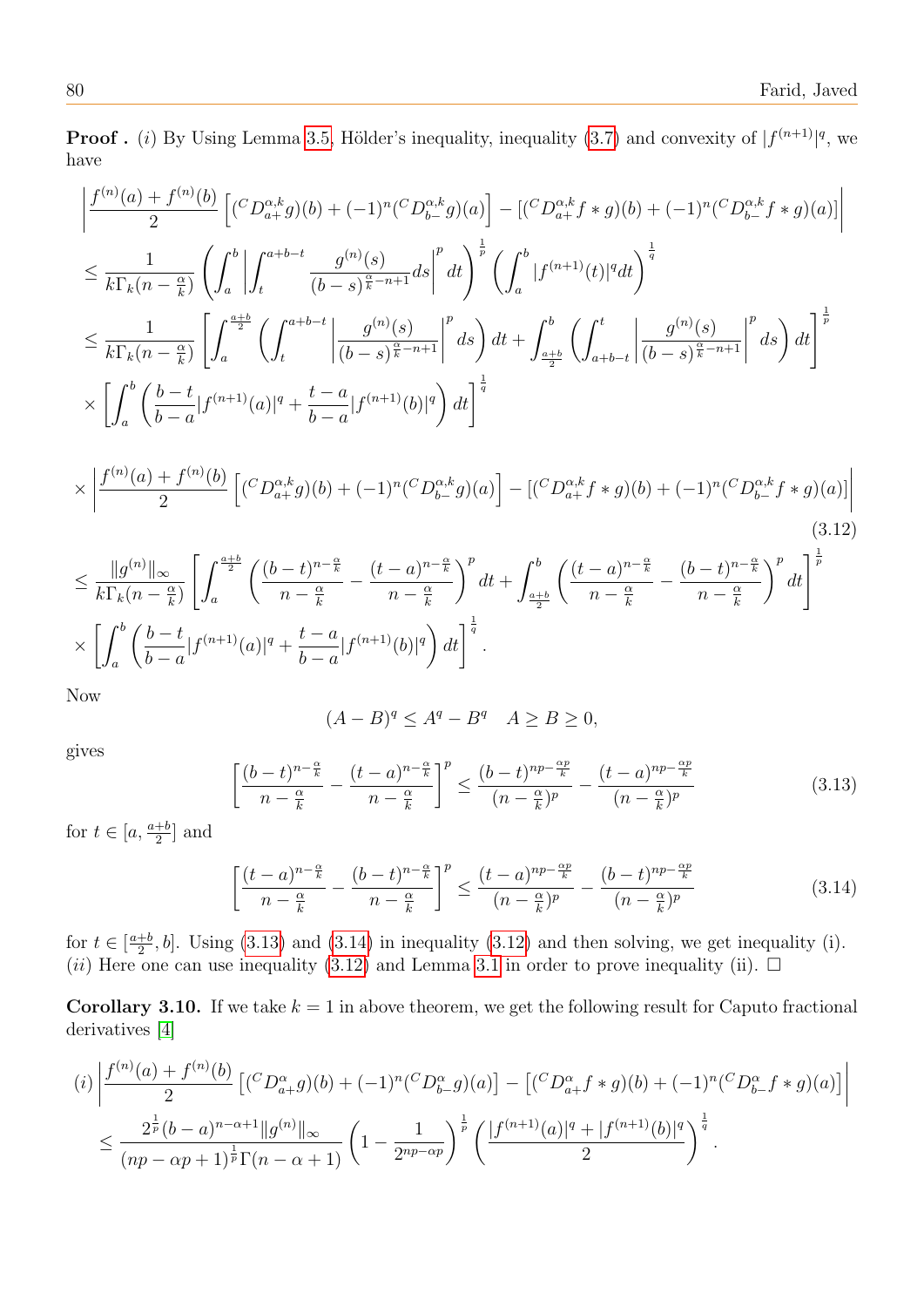**Proof .** (i) By Using Lemma 3.5, Hölder's inequality, inequality (3.7) and convexity of $|f^{(n+1)}|^q$, we have

$$\left|\frac{f^{(n)}(a)+f^{(n)}(b)}{2}\left[({}^C D^{\alpha,k}_{a+}g)(b)+(-1)^n({}^C D^{\alpha,k}_{b-}g)(a)\right]-[({}^C D^{\alpha,k}_{a+}f*g)(b)+(-1)^n({}^C D^{\alpha,k}_{b-}f*g)(a)]\right|$$

$$\le \frac{1}{k\Gamma_k(n-\frac{\alpha}{k})}\left(\int_a^b\left|\int_t^{a+b-t}\frac{g^{(n)}(s)}{(b-s)^{\frac{\alpha}{k}-n+1}}ds\right|^p dt\right)^{\frac{1}{p}}\left(\int_a^b|f^{(n+1)}(t)|^q dt\right)^{\frac{1}{q}}$$

$$\le \frac{1}{k\Gamma_k(n-\frac{\alpha}{k})}\left[\int_a^{\frac{a+b}{2}}\left(\int_t^{a+b-t}\left|\frac{g^{(n)}(s)}{(b-s)^{\frac{\alpha}{k}-n+1}}\right|^p ds\right)dt+\int_{\frac{a+b}{2}}^b\left(\int_{a+b-t}^t\left|\frac{g^{(n)}(s)}{(b-s)^{\frac{\alpha}{k}-n+1}}\right|^p ds\right)dt\right]^{\frac{1}{p}}$$

$$\times\left[\int_a^b\left(\frac{b-t}{b-a}|f^{(n+1)}(a)|^q+\frac{t-a}{b-a}|f^{(n+1)}(b)|^q\right)dt\right]^{\frac{1}{q}}$$

$$\times\left|\frac{f^{(n)}(a)+f^{(n)}(b)}{2}\left[({}^C D^{\alpha,k}_{a+}g)(b)+(-1)^n({}^C D^{\alpha,k}_{b-}g)(a)\right]-[({}^C D^{\alpha,k}_{a+}f*g)(b)+(-1)^n({}^C D^{\alpha,k}_{b-}f*g)(a)]\right| \tag{3.12}$$

$$\le \frac{\|g^{(n)}\|_\infty}{k\Gamma_k(n-\frac{\alpha}{k})}\left[\int_a^{\frac{a+b}{2}}\left(\frac{(b-t)^{n-\frac{\alpha}{k}}}{n-\frac{\alpha}{k}}-\frac{(t-a)^{n-\frac{\alpha}{k}}}{n-\frac{\alpha}{k}}\right)^p dt+\int_{\frac{a+b}{2}}^b\left(\frac{(t-a)^{n-\frac{\alpha}{k}}}{n-\frac{\alpha}{k}}-\frac{(b-t)^{n-\frac{\alpha}{k}}}{n-\frac{\alpha}{k}}\right)^p dt\right]^{\frac{1}{p}}$$

$$\times\left[\int_a^b\left(\frac{b-t}{b-a}|f^{(n+1)}(a)|^q+\frac{t-a}{b-a}|f^{(n+1)}(b)|^q\right)dt\right]^{\frac{1}{q}}.$$

Now

$$(A-B)^q\le A^q-B^q \quad A\ge B\ge 0,$$

gives

$$\left[\frac{(b-t)^{n-\frac{\alpha}{k}}}{n-\frac{\alpha}{k}}-\frac{(t-a)^{n-\frac{\alpha}{k}}}{n-\frac{\alpha}{k}}\right]^p\le\frac{(b-t)^{np-\frac{\alpha p}{k}}}{(n-\frac{\alpha}{k})^p}-\frac{(t-a)^{np-\frac{\alpha p}{k}}}{(n-\frac{\alpha}{k})^p} \tag{3.13}$$

for $t\in[a,\frac{a+b}{2}]$ and

$$\left[\frac{(t-a)^{n-\frac{\alpha}{k}}}{n-\frac{\alpha}{k}}-\frac{(b-t)^{n-\frac{\alpha}{k}}}{n-\frac{\alpha}{k}}\right]^p\le\frac{(t-a)^{np-\frac{\alpha p}{k}}}{(n-\frac{\alpha}{k})^p}-\frac{(b-t)^{np-\frac{\alpha p}{k}}}{(n-\frac{\alpha}{k})^p} \tag{3.14}$$

for $t\in[\frac{a+b}{2},b]$. Using (3.13) and (3.14) in inequality (3.12) and then solving, we get inequality (i).
(ii) Here one can use inequality (3.12) and Lemma 3.1 in order to prove inequality (ii). $\Box$

**Corollary 3.10.** If we take $k=1$ in above theorem, we get the following result for Caputo fractional derivatives [4]

$$(i)\left|\frac{f^{(n)}(a)+f^{(n)}(b)}{2}\left[({}^C D^{\alpha}_{a+}g)(b)+(-1)^n({}^C D^{\alpha}_{b-}g)(a)\right]-\left[({}^C D^{\alpha}_{a+}f*g)(b)+(-1)^n({}^C D^{\alpha}_{b-}f*g)(a)\right]\right|$$

$$\le\frac{2^{\frac{1}{p}}(b-a)^{n-\alpha+1}\|g^{(n)}\|_\infty}{(np-\alpha p+1)^{\frac{1}{p}}\Gamma(n-\alpha+1)}\left(1-\frac{1}{2^{np-\alpha p}}\right)^{\frac{1}{p}}\left(\frac{|f^{(n+1)}(a)|^q+|f^{(n+1)}(b)|^q}{2}\right)^{\frac{1}{q}}.$$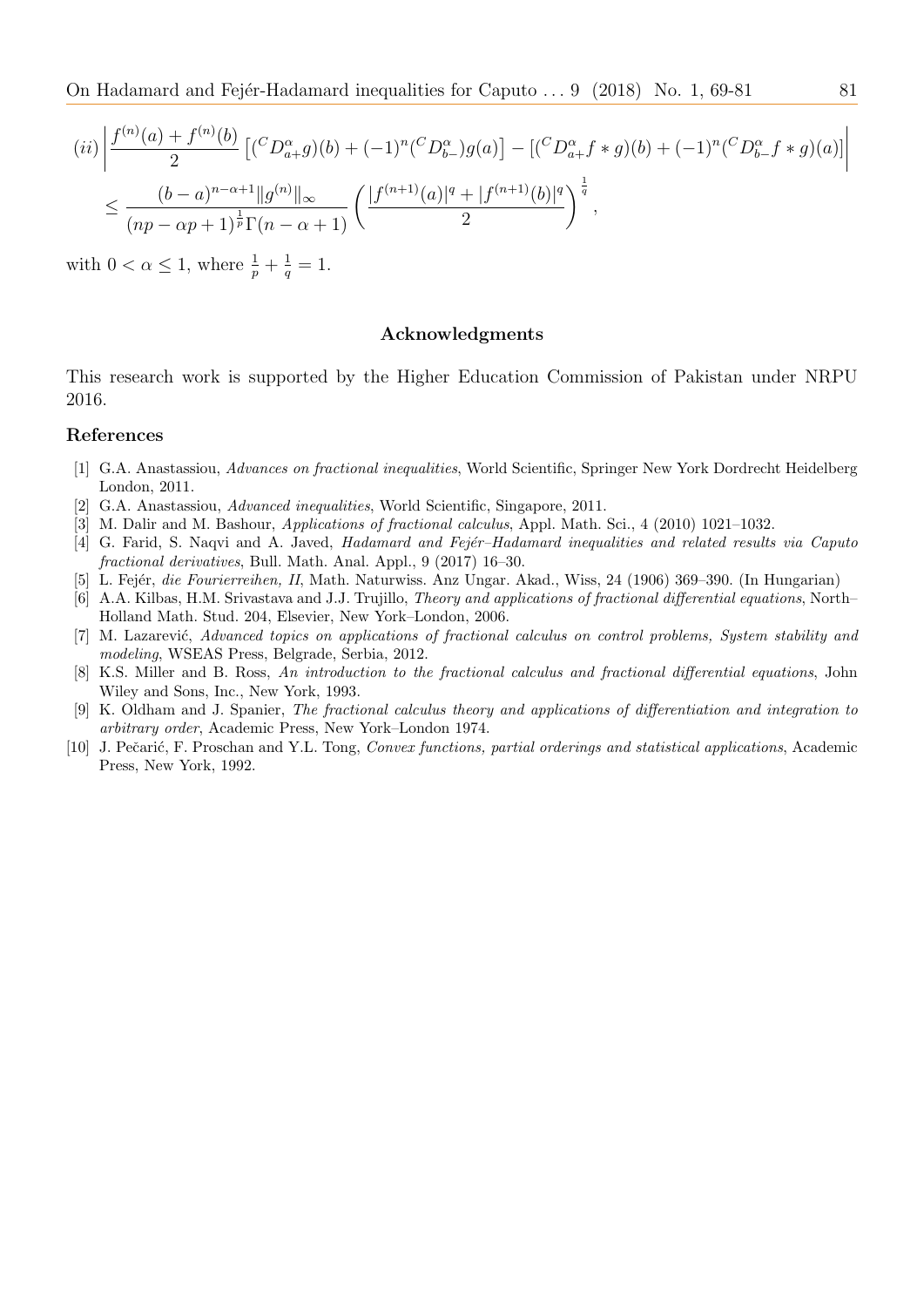$$(ii) \left| \frac{f^{(n)}(a) + f^{(n)}(b)}{2} \left[ ({}^C D^{\alpha}_{a+} g)(b) + (-1)^n ({}^C D^{\alpha}_{b-}) g(a) \right] - \left[ ({}^C D^{\alpha}_{a+} f * g)(b) + (-1)^n ({}^C D^{\alpha}_{b-} f * g)(a) \right] \right|$$

$$\leq \frac{(b-a)^{n-\alpha+1} \|g^{(n)}\|_{\infty}}{(np - \alpha p + 1)^{\frac{1}{p}} \Gamma(n - \alpha + 1)} \left( \frac{|f^{(n+1)}(a)|^q + |f^{(n+1)}(b)|^q}{2} \right)^{\frac{1}{q}},$$

with $0 < \alpha \leq 1$, where $\frac{1}{p} + \frac{1}{q} = 1$.

## Acknowledgments

This research work is supported by the Higher Education Commission of Pakistan under NRPU 2016.

## References

[1] G.A. Anastassiou, *Advances on fractional inequalities*, World Scientific, Springer New York Dordrecht Heidelberg London, 2011.

[2] G.A. Anastassiou, *Advanced inequalities*, World Scientific, Singapore, 2011.

[3] M. Dalir and M. Bashour, *Applications of fractional calculus*, Appl. Math. Sci., 4 (2010) 1021–1032.

[4] G. Farid, S. Naqvi and A. Javed, *Hadamard and Fejér–Hadamard inequalities and related results via Caputo fractional derivatives*, Bull. Math. Anal. Appl., 9 (2017) 16–30.

[5] L. Fejér, *die Fourierreihen, II*, Math. Naturwiss. Anz Ungar. Akad., Wiss, 24 (1906) 369–390. (In Hungarian)

[6] A.A. Kilbas, H.M. Srivastava and J.J. Trujillo, *Theory and applications of fractional differential equations*, North–Holland Math. Stud. 204, Elsevier, New York–London, 2006.

[7] M. Lazarević, *Advanced topics on applications of fractional calculus on control problems, System stability and modeling*, WSEAS Press, Belgrade, Serbia, 2012.

[8] K.S. Miller and B. Ross, *An introduction to the fractional calculus and fractional differential equations*, John Wiley and Sons, Inc., New York, 1993.

[9] K. Oldham and J. Spanier, *The fractional calculus theory and applications of differentiation and integration to arbitrary order*, Academic Press, New York–London 1974.

[10] J. Pečarić, F. Proschan and Y.L. Tong, *Convex functions, partial orderings and statistical applications*, Academic Press, New York, 1992.